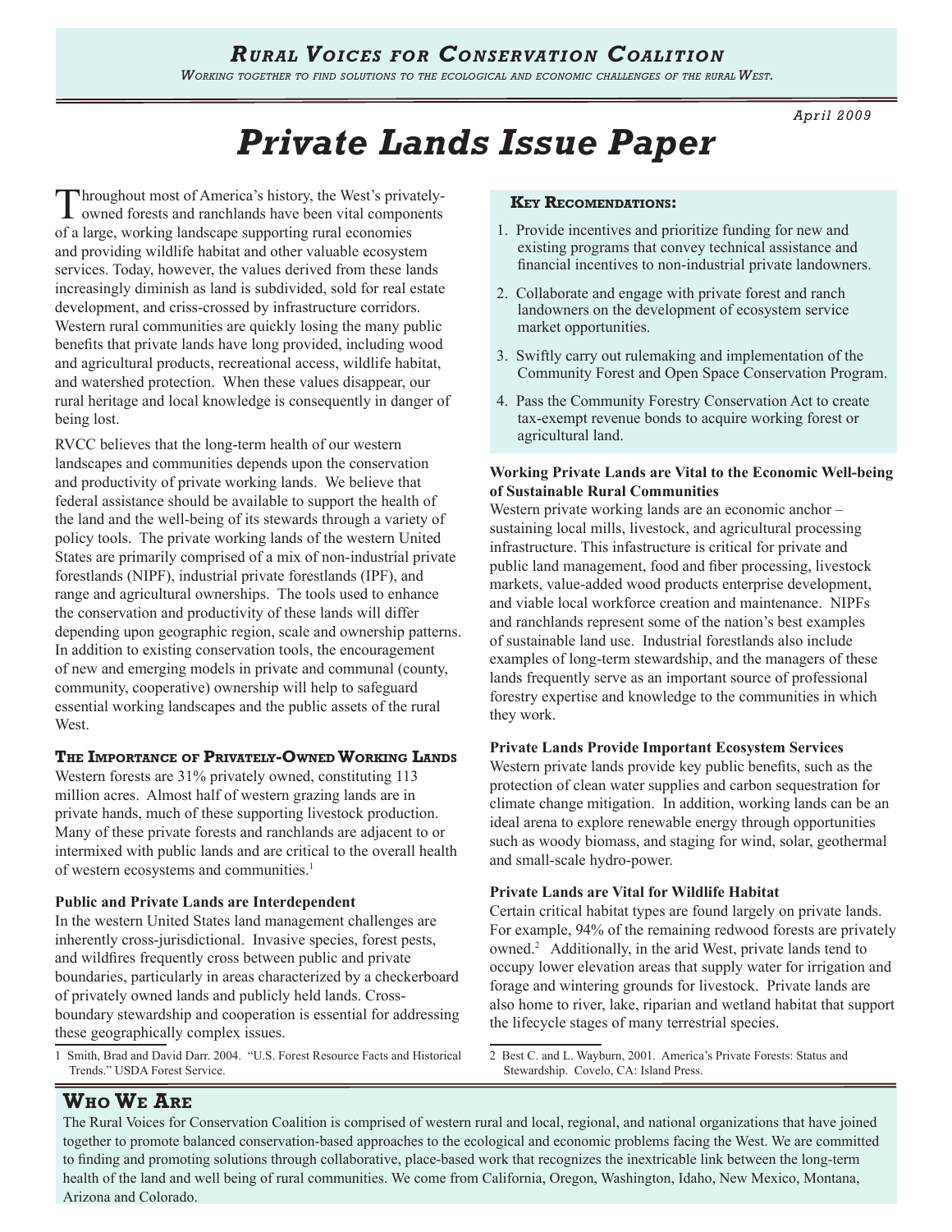# Rural Voices for Conservation Coalition

*Working together to find solutions to the ecological and economic challenges of the rural West.*

April 2009

# Private Lands Issue Paper

Throughout most of America's history, the West's privately-owned forests and ranchlands have been vital components of a large, working landscape supporting rural economies and providing wildlife habitat and other valuable ecosystem services. Today, however, the values derived from these lands increasingly diminish as land is subdivided, sold for real estate development, and criss-crossed by infrastructure corridors. Western rural communities are quickly losing the many public benefits that private lands have long provided, including wood and agricultural products, recreational access, wildlife habitat, and watershed protection. When these values disappear, our rural heritage and local knowledge is consequently in danger of being lost.

RVCC believes that the long-term health of our western landscapes and communities depends upon the conservation and productivity of private working lands. We believe that federal assistance should be available to support the health of the land and the well-being of its stewards through a variety of policy tools. The private working lands of the western United States are primarily comprised of a mix of non-industrial private forestlands (NIPF), industrial private forestlands (IPF), and range and agricultural ownerships. The tools used to enhance the conservation and productivity of these lands will differ depending upon geographic region, scale and ownership patterns. In addition to existing conservation tools, the encouragement of new and emerging models in private and communal (county, community, cooperative) ownership will help to safeguard essential working landscapes and the public assets of the rural West.

## The Importance of Privately-Owned Working Lands

Western forests are 31% privately owned, constituting 113 million acres. Almost half of western grazing lands are in private hands, much of these supporting livestock production. Many of these private forests and ranchlands are adjacent to or intermixed with public lands and are critical to the overall health of western ecosystems and communities.[1]

**Public and Private Lands are Interdependent**

In the western United States land management challenges are inherently cross-jurisdictional. Invasive species, forest pests, and wildfires frequently cross between public and private boundaries, particularly in areas characterized by a checkerboard of privately owned lands and publicly held lands. Cross-boundary stewardship and cooperation is essential for addressing these geographically complex issues.

1 Smith, Brad and David Darr. 2004. "U.S. Forest Resource Facts and Historical Trends." USDA Forest Service.

### Key Recomendations:

1. Provide incentives and prioritize funding for new and existing programs that convey technical assistance and financial incentives to non-industrial private landowners.
2. Collaborate and engage with private forest and ranch landowners on the development of ecosystem service market opportunities.
3. Swiftly carry out rulemaking and implementation of the Community Forest and Open Space Conservation Program.
4. Pass the Community Forestry Conservation Act to create tax-exempt revenue bonds to acquire working forest or agricultural land.

**Working Private Lands are Vital to the Economic Well-being of Sustainable Rural Communities**

Western private working lands are an economic anchor – sustaining local mills, livestock, and agricultural processing infrastructure. This infastructure is critical for private and public land management, food and fiber processing, livestock markets, value-added wood products enterprise development, and viable local workforce creation and maintenance. NIPFs and ranchlands represent some of the nation's best examples of sustainable land use. Industrial forestlands also include examples of long-term stewardship, and the managers of these lands frequently serve as an important source of professional forestry expertise and knowledge to the communities in which they work.

**Private Lands Provide Important Ecosystem Services**

Western private lands provide key public benefits, such as the protection of clean water supplies and carbon sequestration for climate change mitigation. In addition, working lands can be an ideal arena to explore renewable energy through opportunities such as woody biomass, and staging for wind, solar, geothermal and small-scale hydro-power.

**Private Lands are Vital for Wildlife Habitat**

Certain critical habitat types are found largely on private lands. For example, 94% of the remaining redwood forests are privately owned.[2] Additionally, in the arid West, private lands tend to occupy lower elevation areas that supply water for irrigation and forage and wintering grounds for livestock. Private lands are also home to river, lake, riparian and wetland habitat that support the lifecycle stages of many terrestrial species.

2 Best C. and L. Wayburn, 2001. America's Private Forests: Status and Stewardship. Covelo, CA: Island Press.

## Who We Are

The Rural Voices for Conservation Coalition is comprised of western rural and local, regional, and national organizations that have joined together to promote balanced conservation-based approaches to the ecological and economic problems facing the West. We are committed to finding and promoting solutions through collaborative, place-based work that recognizes the inextricable link between the long-term health of the land and well being of rural communities. We come from California, Oregon, Washington, Idaho, New Mexico, Montana, Arizona and Colorado.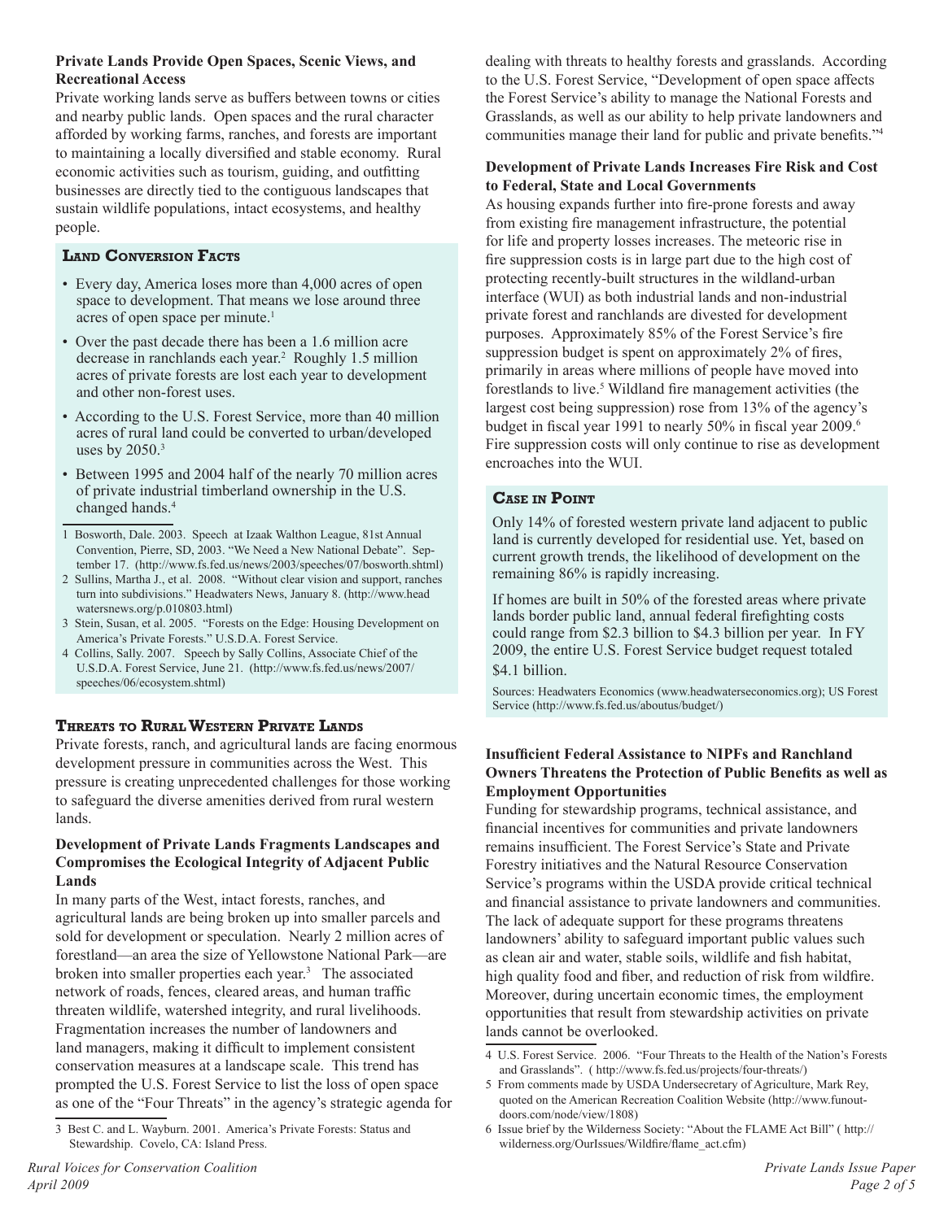**Private Lands Provide Open Spaces, Scenic Views, and Recreational Access**

Private working lands serve as buffers between towns or cities and nearby public lands. Open spaces and the rural character afforded by working farms, ranches, and forests are important to maintaining a locally diversified and stable economy. Rural economic activities such as tourism, guiding, and outfitting businesses are directly tied to the contiguous landscapes that sustain wildlife populations, intact ecosystems, and healthy people.

### Land Conversion Facts

- Every day, America loses more than 4,000 acres of open space to development. That means we lose around three acres of open space per minute.[1]
- Over the past decade there has been a 1.6 million acre decrease in ranchlands each year.[2] Roughly 1.5 million acres of private forests are lost each year to development and other non-forest uses.
- According to the U.S. Forest Service, more than 40 million acres of rural land could be converted to urban/developed uses by 2050.[3]
- Between 1995 and 2004 half of the nearly 70 million acres of private industrial timberland ownership in the U.S. changed hands.[4]

1 Bosworth, Dale. 2003. Speech at Izaak Walthon League, 81st Annual Convention, Pierre, SD, 2003. "We Need a New National Debate". September 17. (http://www.fs.fed.us/news/2003/speeches/07/bosworth.shtml)

2 Sullins, Martha J., et al. 2008. "Without clear vision and support, ranches turn into subdivisions." Headwaters News, January 8. (http://www.headwatersnews.org/p.010803.html)

3 Stein, Susan, et al. 2005. "Forests on the Edge: Housing Development on America's Private Forests." U.S.D.A. Forest Service.

4 Collins, Sally. 2007. Speech by Sally Collins, Associate Chief of the U.S.D.A. Forest Service, June 21. (http://www.fs.fed.us/news/2007/speeches/06/ecosystem.shtml)

## Threats to Rural Western Private Lands

Private forests, ranch, and agricultural lands are facing enormous development pressure in communities across the West. This pressure is creating unprecedented challenges for those working to safeguard the diverse amenities derived from rural western lands.

**Development of Private Lands Fragments Landscapes and Compromises the Ecological Integrity of Adjacent Public Lands**

In many parts of the West, intact forests, ranches, and agricultural lands are being broken up into smaller parcels and sold for development or speculation. Nearly 2 million acres of forestland—an area the size of Yellowstone National Park—are broken into smaller properties each year.[3] The associated network of roads, fences, cleared areas, and human traffic threaten wildlife, watershed integrity, and rural livelihoods. Fragmentation increases the number of landowners and land managers, making it difficult to implement consistent conservation measures at a landscape scale. This trend has prompted the U.S. Forest Service to list the loss of open space as one of the "Four Threats" in the agency's strategic agenda for dealing with threats to healthy forests and grasslands. According to the U.S. Forest Service, "Development of open space affects the Forest Service's ability to manage the National Forests and Grasslands, as well as our ability to help private landowners and communities manage their land for public and private benefits."[4]

3 Best C. and L. Wayburn. 2001. America's Private Forests: Status and Stewardship. Covelo, CA: Island Press.

**Development of Private Lands Increases Fire Risk and Cost to Federal, State and Local Governments**

As housing expands further into fire-prone forests and away from existing fire management infrastructure, the potential for life and property losses increases. The meteoric rise in fire suppression costs is in large part due to the high cost of protecting recently-built structures in the wildland-urban interface (WUI) as both industrial lands and non-industrial private forest and ranchlands are divested for development purposes. Approximately 85% of the Forest Service's fire suppression budget is spent on approximately 2% of fires, primarily in areas where millions of people have moved into forestlands to live.[5] Wildland fire management activities (the largest cost being suppression) rose from 13% of the agency's budget in fiscal year 1991 to nearly 50% in fiscal year 2009.[6] Fire suppression costs will only continue to rise as development encroaches into the WUI.

### Case in Point

Only 14% of forested western private land adjacent to public land is currently developed for residential use. Yet, based on current growth trends, the likelihood of development on the remaining 86% is rapidly increasing.

If homes are built in 50% of the forested areas where private lands border public land, annual federal firefighting costs could range from $2.3 billion to $4.3 billion per year. In FY 2009, the entire U.S. Forest Service budget request totaled $4.1 billion.

Sources: Headwaters Economics (www.headwaterseconomics.org); US Forest Service (http://www.fs.fed.us/aboutus/budget/)

**Insufficient Federal Assistance to NIPFs and Ranchland Owners Threatens the Protection of Public Benefits as well as Employment Opportunities**

Funding for stewardship programs, technical assistance, and financial incentives for communities and private landowners remains insufficient. The Forest Service's State and Private Forestry initiatives and the Natural Resource Conservation Service's programs within the USDA provide critical technical and financial assistance to private landowners and communities. The lack of adequate support for these programs threatens landowners' ability to safeguard important public values such as clean air and water, stable soils, wildlife and fish habitat, high quality food and fiber, and reduction of risk from wildfire. Moreover, during uncertain economic times, the employment opportunities that result from stewardship activities on private lands cannot be overlooked.

4 U.S. Forest Service. 2006. "Four Threats to the Health of the Nation's Forests and Grasslands". ( http://www.fs.fed.us/projects/four-threats/)

5 From comments made by USDA Undersecretary of Agriculture, Mark Rey, quoted on the American Recreation Coalition Website (http://www.funoutdoors.com/node/view/1808)

6 Issue brief by the Wilderness Society: "About the FLAME Act Bill" ( http://wilderness.org/OurIssues/Wildfire/flame_act.cfm)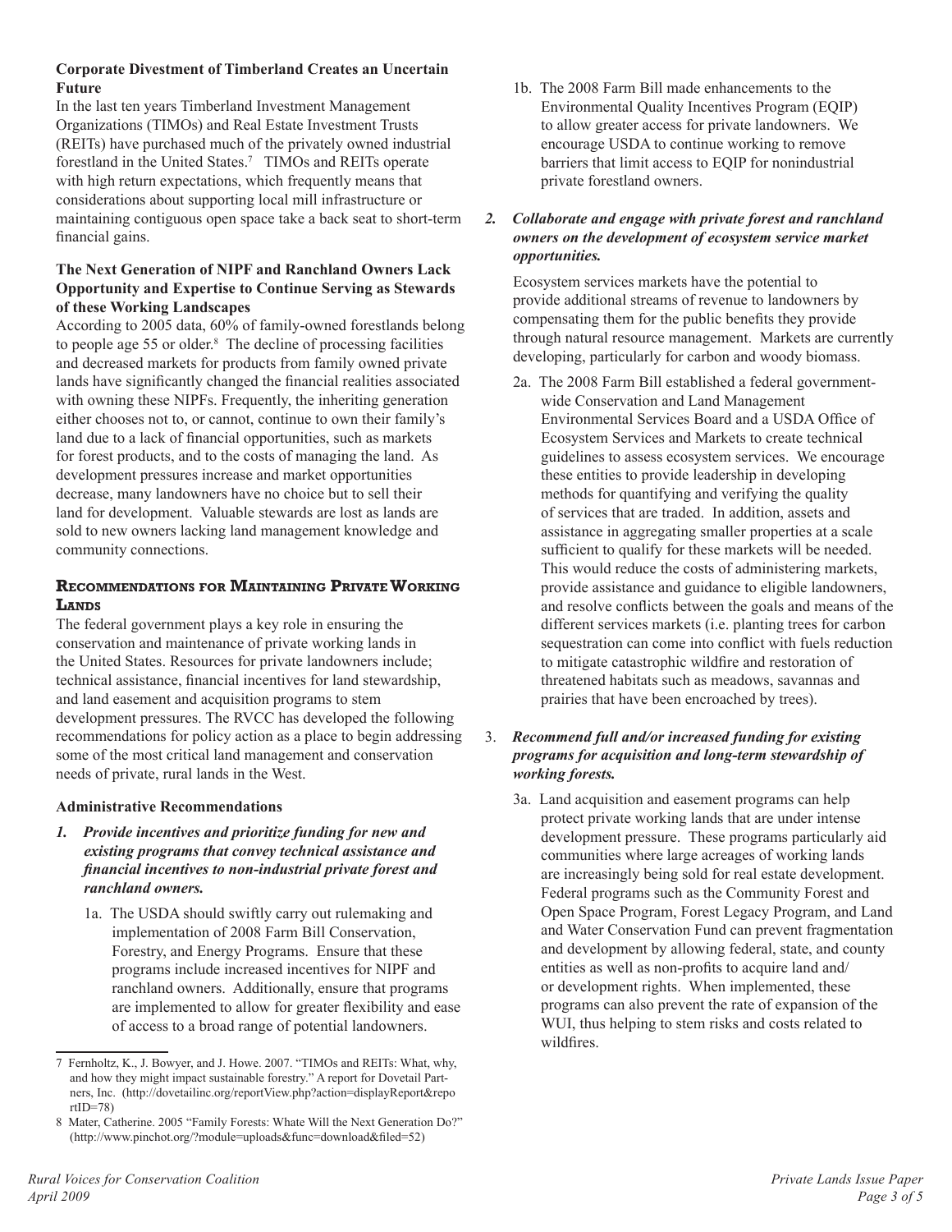**Corporate Divestment of Timberland Creates an Uncertain Future**

In the last ten years Timberland Investment Management Organizations (TIMOs) and Real Estate Investment Trusts (REITs) have purchased much of the privately owned industrial forestland in the United States.[7] TIMOs and REITs operate with high return expectations, which frequently means that considerations about supporting local mill infrastructure or maintaining contiguous open space take a back seat to short-term financial gains.

**The Next Generation of NIPF and Ranchland Owners Lack Opportunity and Expertise to Continue Serving as Stewards of these Working Landscapes**

According to 2005 data, 60% of family-owned forestlands belong to people age 55 or older.[8] The decline of processing facilities and decreased markets for products from family owned private lands have significantly changed the financial realities associated with owning these NIPFs. Frequently, the inheriting generation either chooses not to, or cannot, continue to own their family's land due to a lack of financial opportunities, such as markets for forest products, and to the costs of managing the land. As development pressures increase and market opportunities decrease, many landowners have no choice but to sell their land for development. Valuable stewards are lost as lands are sold to new owners lacking land management knowledge and community connections.

## Recommendations for Maintaining Private Working Lands

The federal government plays a key role in ensuring the conservation and maintenance of private working lands in the United States. Resources for private landowners include; technical assistance, financial incentives for land stewardship, and land easement and acquisition programs to stem development pressures. The RVCC has developed the following recommendations for policy action as a place to begin addressing some of the most critical land management and conservation needs of private, rural lands in the West.

**Administrative Recommendations**

1. ***Provide incentives and prioritize funding for new and existing programs that convey technical assistance and financial incentives to non-industrial private forest and ranchland owners.***

   1a. The USDA should swiftly carry out rulemaking and implementation of 2008 Farm Bill Conservation, Forestry, and Energy Programs. Ensure that these programs include increased incentives for NIPF and ranchland owners. Additionally, ensure that programs are implemented to allow for greater flexibility and ease of access to a broad range of potential landowners.

   1b. The 2008 Farm Bill made enhancements to the Environmental Quality Incentives Program (EQIP) to allow greater access for private landowners. We encourage USDA to continue working to remove barriers that limit access to EQIP for nonindustrial private forestland owners.

2. ***Collaborate and engage with private forest and ranchland owners on the development of ecosystem service market opportunities.***

   Ecosystem services markets have the potential to provide additional streams of revenue to landowners by compensating them for the public benefits they provide through natural resource management. Markets are currently developing, particularly for carbon and woody biomass.

   2a. The 2008 Farm Bill established a federal government-wide Conservation and Land Management Environmental Services Board and a USDA Office of Ecosystem Services and Markets to create technical guidelines to assess ecosystem services. We encourage these entities to provide leadership in developing methods for quantifying and verifying the quality of services that are traded. In addition, assets and assistance in aggregating smaller properties at a scale sufficient to qualify for these markets will be needed. This would reduce the costs of administering markets, provide assistance and guidance to eligible landowners, and resolve conflicts between the goals and means of the different services markets (i.e. planting trees for carbon sequestration can come into conflict with fuels reduction to mitigate catastrophic wildfire and restoration of threatened habitats such as meadows, savannas and prairies that have been encroached by trees).

3. ***Recommend full and/or increased funding for existing programs for acquisition and long-term stewardship of working forests.***

   3a. Land acquisition and easement programs can help protect private working lands that are under intense development pressure. These programs particularly aid communities where large acreages of working lands are increasingly being sold for real estate development. Federal programs such as the Community Forest and Open Space Program, Forest Legacy Program, and Land and Water Conservation Fund can prevent fragmentation and development by allowing federal, state, and county entities as well as non-profits to acquire land and/or development rights. When implemented, these programs can also prevent the rate of expansion of the WUI, thus helping to stem risks and costs related to wildfires.

---

7 Fernholtz, K., J. Bowyer, and J. Howe. 2007. "TIMOs and REITs: What, why, and how they might impact sustainable forestry." A report for Dovetail Partners, Inc. (http://dovetailinc.org/reportView.php?action=displayReport&reportID=78)

8 Mater, Catherine. 2005 "Family Forests: Whate Will the Next Generation Do?" (http://www.pinchot.org/?module=uploads&func=download&filed=52)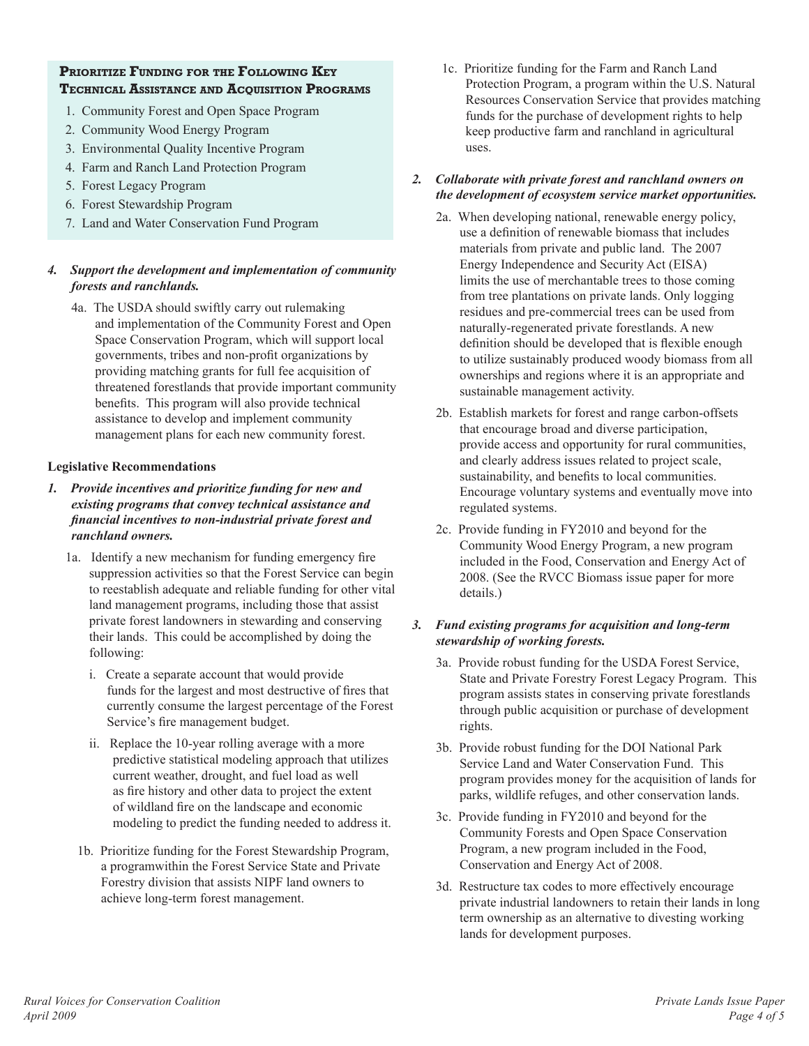**Prioritize Funding for the Following Key Technical Assistance and Acquisition Programs**

1. Community Forest and Open Space Program
2. Community Wood Energy Program
3. Environmental Quality Incentive Program
4. Farm and Ranch Land Protection Program
5. Forest Legacy Program
6. Forest Stewardship Program
7. Land and Water Conservation Fund Program

4. ***Support the development and implementation of community forests and ranchlands.***

   4a. The USDA should swiftly carry out rulemaking and implementation of the Community Forest and Open Space Conservation Program, which will support local governments, tribes and non-profit organizations by providing matching grants for full fee acquisition of threatened forestlands that provide important community benefits. This program will also provide technical assistance to develop and implement community management plans for each new community forest.

**Legislative Recommendations**

1. ***Provide incentives and prioritize funding for new and existing programs that convey technical assistance and financial incentives to non-industrial private forest and ranchland owners.***

   1a. Identify a new mechanism for funding emergency fire suppression activities so that the Forest Service can begin to reestablish adequate and reliable funding for other vital land management programs, including those that assist private forest landowners in stewarding and conserving their lands. This could be accomplished by doing the following:

      i. Create a separate account that would provide funds for the largest and most destructive of fires that currently consume the largest percentage of the Forest Service's fire management budget.

      ii. Replace the 10-year rolling average with a more predictive statistical modeling approach that utilizes current weather, drought, and fuel load as well as fire history and other data to project the extent of wildland fire on the landscape and economic modeling to predict the funding needed to address it.

   1b. Prioritize funding for the Forest Stewardship Program, a programwithin the Forest Service State and Private Forestry division that assists NIPF land owners to achieve long-term forest management.

   1c. Prioritize funding for the Farm and Ranch Land Protection Program, a program within the U.S. Natural Resources Conservation Service that provides matching funds for the purchase of development rights to help keep productive farm and ranchland in agricultural uses.

2. ***Collaborate with private forest and ranchland owners on the development of ecosystem service market opportunities.***

   2a. When developing national, renewable energy policy, use a definition of renewable biomass that includes materials from private and public land. The 2007 Energy Independence and Security Act (EISA) limits the use of merchantable trees to those coming from tree plantations on private lands. Only logging residues and pre-commercial trees can be used from naturally-regenerated private forestlands. A new definition should be developed that is flexible enough to utilize sustainably produced woody biomass from all ownerships and regions where it is an appropriate and sustainable management activity.

   2b. Establish markets for forest and range carbon-offsets that encourage broad and diverse participation, provide access and opportunity for rural communities, and clearly address issues related to project scale, sustainability, and benefits to local communities. Encourage voluntary systems and eventually move into regulated systems.

   2c. Provide funding in FY2010 and beyond for the Community Wood Energy Program, a new program included in the Food, Conservation and Energy Act of 2008. (See the RVCC Biomass issue paper for more details.)

3. ***Fund existing programs for acquisition and long-term stewardship of working forests.***

   3a. Provide robust funding for the USDA Forest Service, State and Private Forestry Forest Legacy Program. This program assists states in conserving private forestlands through public acquisition or purchase of development rights.

   3b. Provide robust funding for the DOI National Park Service Land and Water Conservation Fund. This program provides money for the acquisition of lands for parks, wildlife refuges, and other conservation lands.

   3c. Provide funding in FY2010 and beyond for the Community Forests and Open Space Conservation Program, a new program included in the Food, Conservation and Energy Act of 2008.

   3d. Restructure tax codes to more effectively encourage private industrial landowners to retain their lands in long term ownership as an alternative to divesting working lands for development purposes.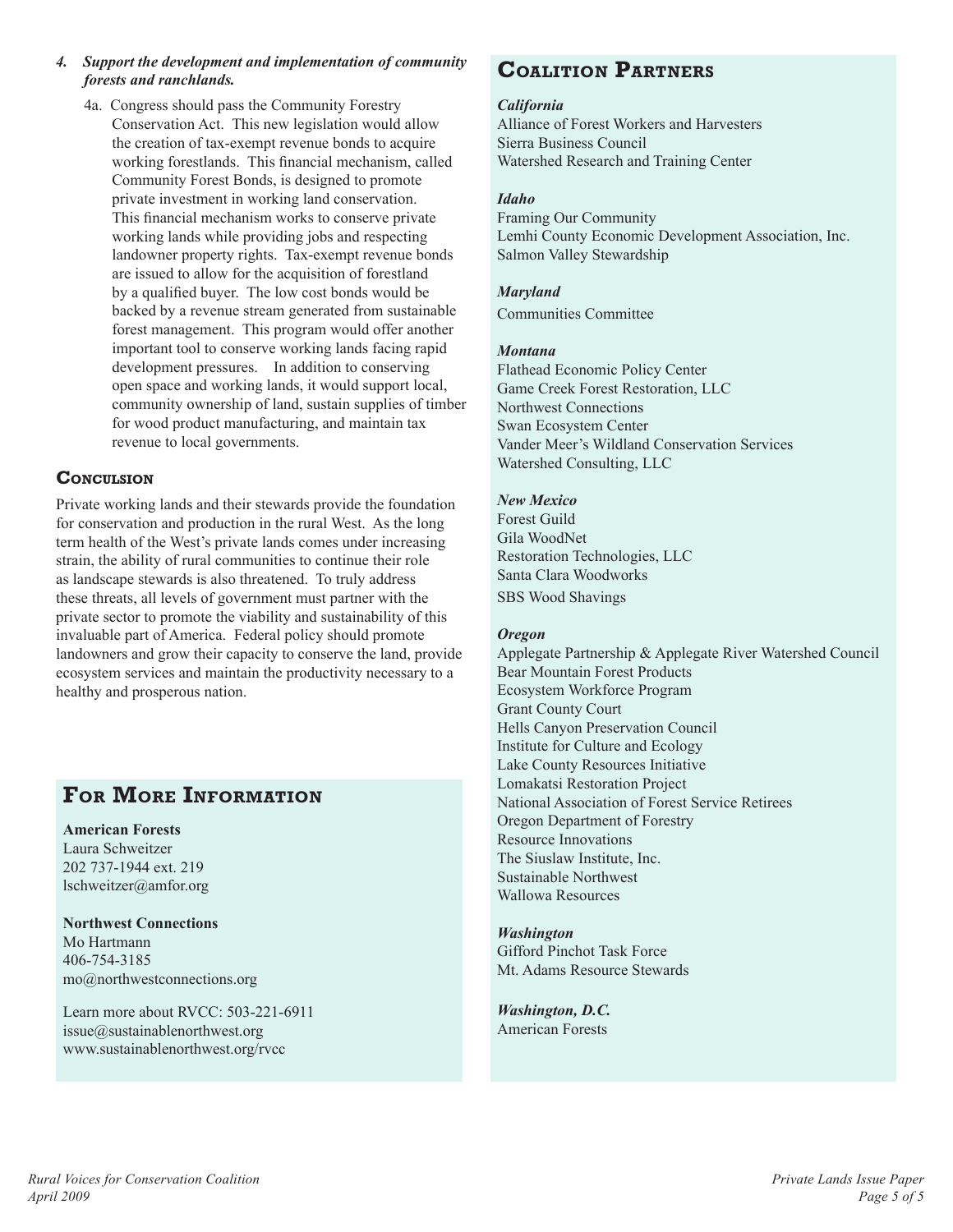4. ***Support the development and implementation of community forests and ranchlands.***

    4a. Congress should pass the Community Forestry Conservation Act. This new legislation would allow the creation of tax-exempt revenue bonds to acquire working forestlands. This financial mechanism, called Community Forest Bonds, is designed to promote private investment in working land conservation. This financial mechanism works to conserve private working lands while providing jobs and respecting landowner property rights. Tax-exempt revenue bonds are issued to allow for the acquisition of forestland by a qualified buyer. The low cost bonds would be backed by a revenue stream generated from sustainable forest management. This program would offer another important tool to conserve working lands facing rapid development pressures. In addition to conserving open space and working lands, it would support local, community ownership of land, sustain supplies of timber for wood product manufacturing, and maintain tax revenue to local governments.

## Conculsion

Private working lands and their stewards provide the foundation for conservation and production in the rural West. As the long term health of the West's private lands comes under increasing strain, the ability of rural communities to continue their role as landscape stewards is also threatened. To truly address these threats, all levels of government must partner with the private sector to promote the viability and sustainability of this invaluable part of America. Federal policy should promote landowners and grow their capacity to conserve the land, provide ecosystem services and maintain the productivity necessary to a healthy and prosperous nation.

## For More Information

**American Forests**
Laura Schweitzer
202 737-1944 ext. 219
lschweitzer@amfor.org

**Northwest Connections**
Mo Hartmann
406-754-3185
mo@northwestconnections.org

Learn more about RVCC: 503-221-6911
issue@sustainablenorthwest.org
www.sustainablenorthwest.org/rvcc

## Coalition Partners

***California***
Alliance of Forest Workers and Harvesters
Sierra Business Council
Watershed Research and Training Center

***Idaho***
Framing Our Community
Lemhi County Economic Development Association, Inc.
Salmon Valley Stewardship

***Maryland***
Communities Committee

***Montana***
Flathead Economic Policy Center
Game Creek Forest Restoration, LLC
Northwest Connections
Swan Ecosystem Center
Vander Meer's Wildland Conservation Services
Watershed Consulting, LLC

***New Mexico***
Forest Guild
Gila WoodNet
Restoration Technologies, LLC
Santa Clara Woodworks
SBS Wood Shavings

***Oregon***
Applegate Partnership & Applegate River Watershed Council
Bear Mountain Forest Products
Ecosystem Workforce Program
Grant County Court
Hells Canyon Preservation Council
Institute for Culture and Ecology
Lake County Resources Initiative
Lomakatsi Restoration Project
National Association of Forest Service Retirees
Oregon Department of Forestry
Resource Innovations
The Siuslaw Institute, Inc.
Sustainable Northwest
Wallowa Resources

***Washington***
Gifford Pinchot Task Force
Mt. Adams Resource Stewards

***Washington, D.C.***
American Forests